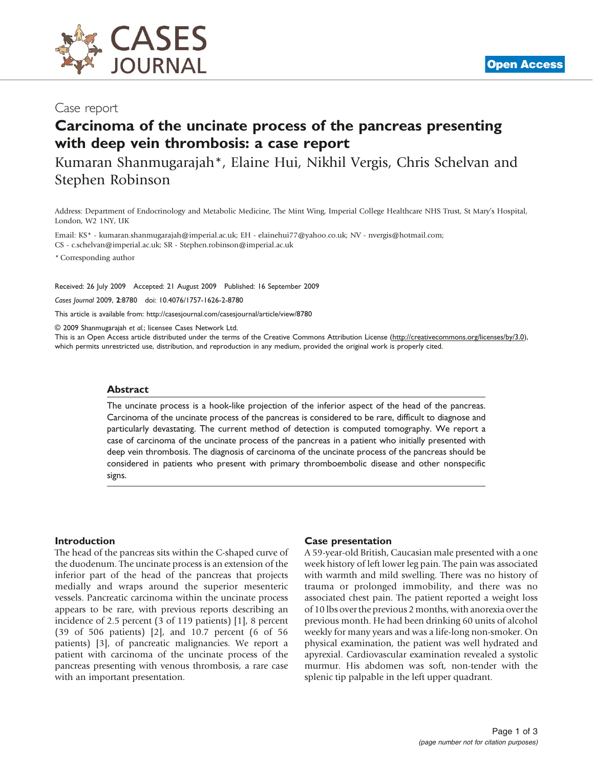Case report

# Carcinoma of the uncinate process of the pancreas presenting with deep vein thrombosis: a case report

Kumaran Shanmugarajah*, Elaine Hui, Nikhil Vergis, Chris Schelvan and Stephen Robinson

Address: Department of Endocrinology and Metabolic Medicine, The Mint Wing, Imperial College Healthcare NHS Trust, St Mary's Hospital, London, W2 1NY, UK

Email: KS* - kumaran.shanmugarajah@imperial.ac.uk; EH - elainehui77@yahoo.co.uk; NV - nvergis@hotmail.com; CS - c.schelvan@imperial.ac.uk; SR - Stephen.robinson@imperial.ac.uk

\* Corresponding author

Received: 26 July 2009 Accepted: 21 August 2009 Published: 16 September 2009

*Cases Journal* 2009, **2**:8780 doi: 10.4076/1757-1626-2-8780

This article is available from: http://casesjournal.com/casesjournal/article/view/8780

© 2009 Shanmugarajah *et al.*; licensee Cases Network Ltd.

This is an Open Access article distributed under the terms of the Creative Commons Attribution License (http://creativecommons.org/licenses/by/3.0), which permits unrestricted use, distribution, and reproduction in any medium, provided the original work is properly cited.

## Abstract

The uncinate process is a hook-like projection of the inferior aspect of the head of the pancreas. Carcinoma of the uncinate process of the pancreas is considered to be rare, difficult to diagnose and particularly devastating. The current method of detection is computed tomography. We report a case of carcinoma of the uncinate process of the pancreas in a patient who initially presented with deep vein thrombosis. The diagnosis of carcinoma of the uncinate process of the pancreas should be considered in patients who present with primary thromboembolic disease and other nonspecific signs.

## Introduction

The head of the pancreas sits within the C-shaped curve of the duodenum. The uncinate process is an extension of the inferior part of the head of the pancreas that projects medially and wraps around the superior mesenteric vessels. Pancreatic carcinoma within the uncinate process appears to be rare, with previous reports describing an incidence of 2.5 percent (3 of 119 patients) [1], 8 percent (39 of 506 patients) [2], and 10.7 percent (6 of 56 patients) [3], of pancreatic malignancies. We report a patient with carcinoma of the uncinate process of the pancreas presenting with venous thrombosis, a rare case with an important presentation.

## Case presentation

A 59-year-old British, Caucasian male presented with a one week history of left lower leg pain. The pain was associated with warmth and mild swelling. There was no history of trauma or prolonged immobility, and there was no associated chest pain. The patient reported a weight loss of 10 lbs over the previous 2 months, with anorexia over the previous month. He had been drinking 60 units of alcohol weekly for many years and was a life-long non-smoker. On physical examination, the patient was well hydrated and apyrexial. Cardiovascular examination revealed a systolic murmur. His abdomen was soft, non-tender with the splenic tip palpable in the left upper quadrant.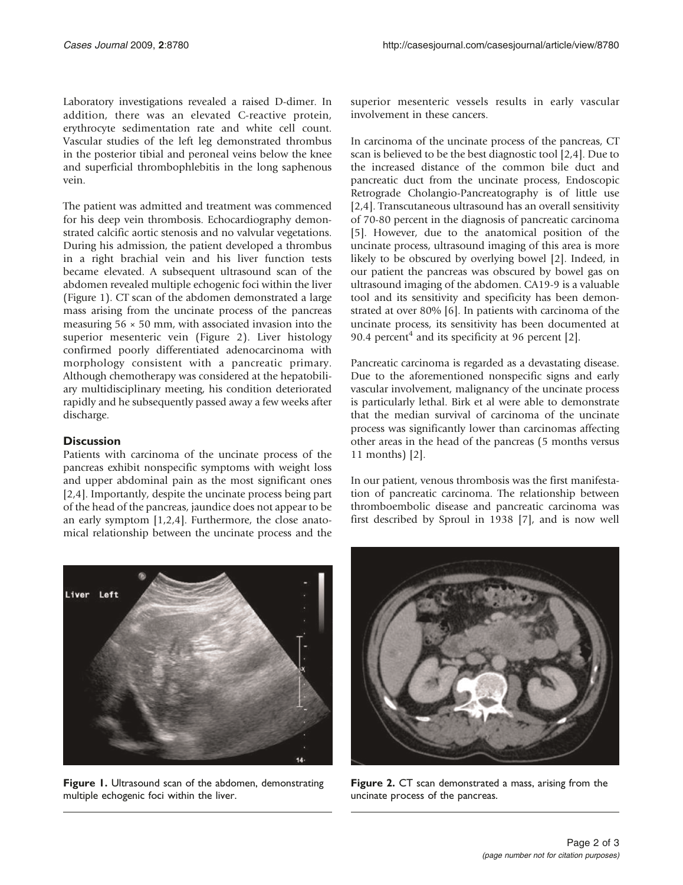Laboratory investigations revealed a raised D-dimer. In addition, there was an elevated C-reactive protein, erythrocyte sedimentation rate and white cell count. Vascular studies of the left leg demonstrated thrombus in the posterior tibial and peroneal veins below the knee and superficial thrombophlebitis in the long saphenous vein.

The patient was admitted and treatment was commenced for his deep vein thrombosis. Echocardiography demonstrated calcific aortic stenosis and no valvular vegetations. During his admission, the patient developed a thrombus in a right brachial vein and his liver function tests became elevated. A subsequent ultrasound scan of the abdomen revealed multiple echogenic foci within the liver (Figure 1). CT scan of the abdomen demonstrated a large mass arising from the uncinate process of the pancreas measuring 56 × 50 mm, with associated invasion into the superior mesenteric vein (Figure 2). Liver histology confirmed poorly differentiated adenocarcinoma with morphology consistent with a pancreatic primary. Although chemotherapy was considered at the hepatobiliary multidisciplinary meeting, his condition deteriorated rapidly and he subsequently passed away a few weeks after discharge.

## Discussion

Patients with carcinoma of the uncinate process of the pancreas exhibit nonspecific symptoms with weight loss and upper abdominal pain as the most significant ones [2,4]. Importantly, despite the uncinate process being part of the head of the pancreas, jaundice does not appear to be an early symptom [1,2,4]. Furthermore, the close anatomical relationship between the uncinate process and the superior mesenteric vessels results in early vascular involvement in these cancers.

In carcinoma of the uncinate process of the pancreas, CT scan is believed to be the best diagnostic tool [2,4]. Due to the increased distance of the common bile duct and pancreatic duct from the uncinate process, Endoscopic Retrograde Cholangio-Pancreatography is of little use [2,4]. Transcutaneous ultrasound has an overall sensitivity of 70-80 percent in the diagnosis of pancreatic carcinoma [5]. However, due to the anatomical position of the uncinate process, ultrasound imaging of this area is more likely to be obscured by overlying bowel [2]. Indeed, in our patient the pancreas was obscured by bowel gas on ultrasound imaging of the abdomen. CA19-9 is a valuable tool and its sensitivity and specificity has been demonstrated at over 80% [6]. In patients with carcinoma of the uncinate process, its sensitivity has been documented at 90.4 percent[4] and its specificity at 96 percent [2].

Pancreatic carcinoma is regarded as a devastating disease. Due to the aforementioned nonspecific signs and early vascular involvement, malignancy of the uncinate process is particularly lethal. Birk et al were able to demonstrate that the median survival of carcinoma of the uncinate process was significantly lower than carcinomas affecting other areas in the head of the pancreas (5 months versus 11 months) [2].

In our patient, venous thrombosis was the first manifestation of pancreatic carcinoma. The relationship between thromboembolic disease and pancreatic carcinoma was first described by Sproul in 1938 [7], and is now well

**Figure 1.** Ultrasound scan of the abdomen, demonstrating multiple echogenic foci within the liver.

**Figure 2.** CT scan demonstrated a mass, arising from the uncinate process of the pancreas.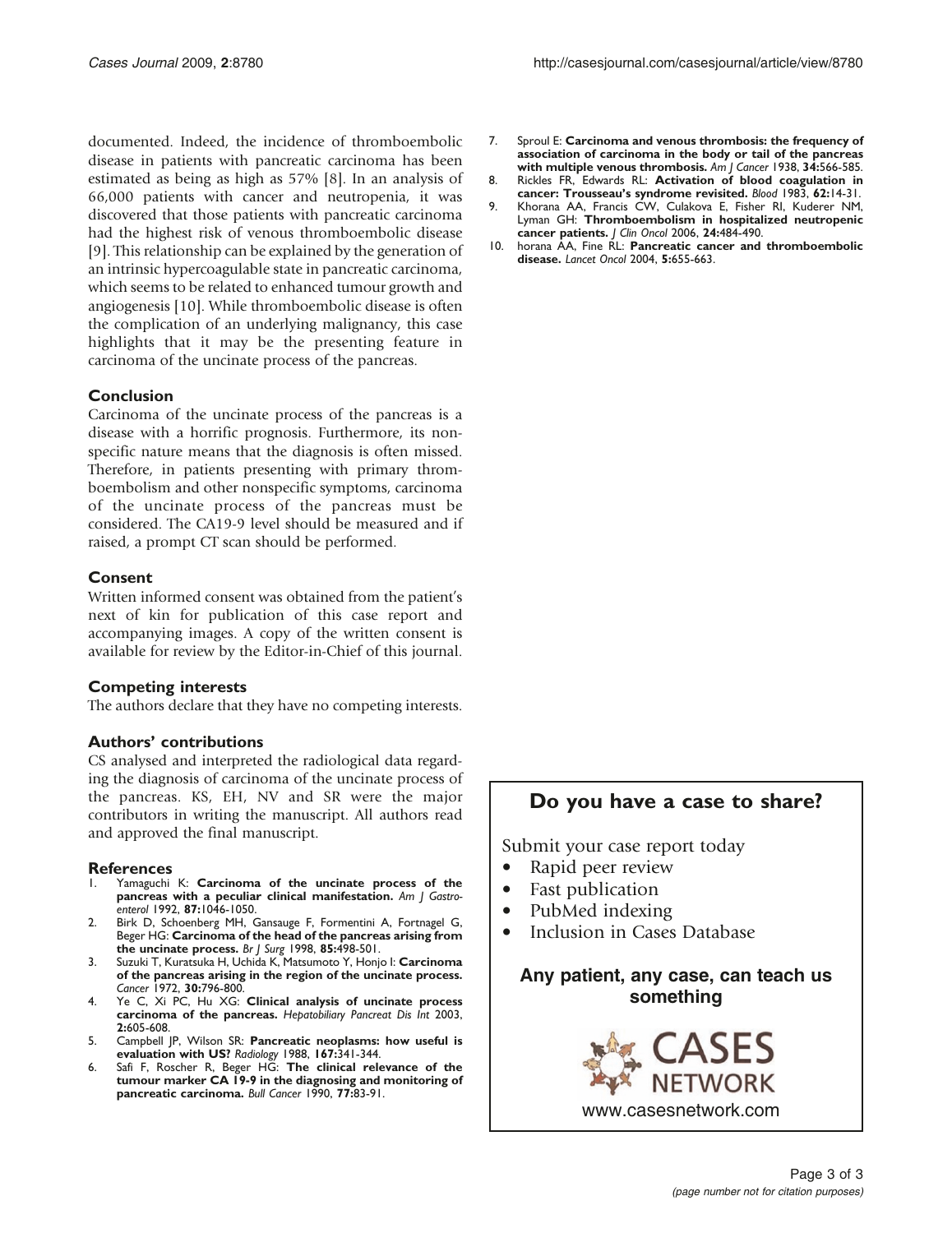documented. Indeed, the incidence of thromboembolic disease in patients with pancreatic carcinoma has been estimated as being as high as 57% [8]. In an analysis of 66,000 patients with cancer and neutropenia, it was discovered that those patients with pancreatic carcinoma had the highest risk of venous thromboembolic disease [9]. This relationship can be explained by the generation of an intrinsic hypercoagulable state in pancreatic carcinoma, which seems to be related to enhanced tumour growth and angiogenesis [10]. While thromboembolic disease is often the complication of an underlying malignancy, this case highlights that it may be the presenting feature in carcinoma of the uncinate process of the pancreas.

## Conclusion

Carcinoma of the uncinate process of the pancreas is a disease with a horrific prognosis. Furthermore, its non-specific nature means that the diagnosis is often missed. Therefore, in patients presenting with primary thromboembolism and other nonspecific symptoms, carcinoma of the uncinate process of the pancreas must be considered. The CA19-9 level should be measured and if raised, a prompt CT scan should be performed.

## Consent

Written informed consent was obtained from the patient's next of kin for publication of this case report and accompanying images. A copy of the written consent is available for review by the Editor-in-Chief of this journal.

## Competing interests

The authors declare that they have no competing interests.

## Authors' contributions

CS analysed and interpreted the radiological data regarding the diagnosis of carcinoma of the uncinate process of the pancreas. KS, EH, NV and SR were the major contributors in writing the manuscript. All authors read and approved the final manuscript.

## References

1. Yamaguchi K: **Carcinoma of the uncinate process of the pancreas with a peculiar clinical manifestation.** *Am J Gastroenterol* 1992, **87:**1046-1050.
2. Birk D, Schoenberg MH, Gansauge F, Formentini A, Fortnagel G, Beger HG: **Carcinoma of the head of the pancreas arising from the uncinate process.** *Br J Surg* 1998, **85:**498-501.
3. Suzuki T, Kuratsuka H, Uchida K, Matsumoto Y, Honjo I: **Carcinoma of the pancreas arising in the region of the uncinate process.** *Cancer* 1972, **30:**796-800.
4. Ye C, Xi PC, Hu XG: **Clinical analysis of uncinate process carcinoma of the pancreas.** *Hepatobiliary Pancreat Dis Int* 2003, **2:**605-608.
5. Campbell JP, Wilson SR: **Pancreatic neoplasms: how useful is evaluation with US?** *Radiology* 1988, **167:**341-344.
6. Safi F, Roscher R, Beger HG: **The clinical relevance of the tumour marker CA 19-9 in the diagnosing and monitoring of pancreatic carcinoma.** *Bull Cancer* 1990, **77:**83-91.
7. Sproul E: **Carcinoma and venous thrombosis: the frequency of association of carcinoma in the body or tail of the pancreas with multiple venous thrombosis.** *Am J Cancer* 1938, **34:**566-585.
8. Rickles FR, Edwards RL: **Activation of blood coagulation in cancer: Trousseau's syndrome revisited.** *Blood* 1983, **62:**14-31.
9. Khorana AA, Francis CW, Culakova E, Fisher RI, Kuderer NM, Lyman GH: **Thromboembolism in hospitalized neutropenic cancer patients.** *J Clin Oncol* 2006, **24:**484-490.
10. horana AA, Fine RL: **Pancreatic cancer and thromboembolic disease.** *Lancet Oncol* 2004, **5:**655-663.

**Do you have a case to share?**

Submit your case report today

- Rapid peer review
- Fast publication
- PubMed indexing
- Inclusion in Cases Database

**Any patient, any case, can teach us something**

CASES NETWORK

www.casesnetwork.com